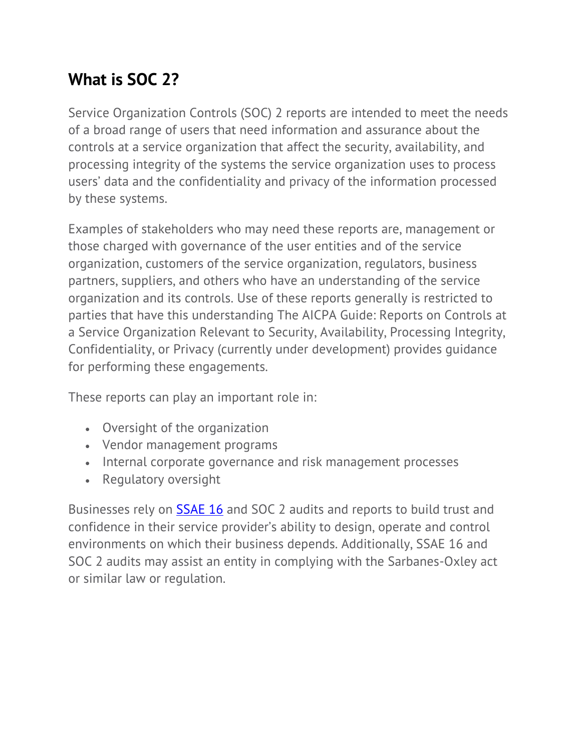## What is SOC 2?

Service Organization Controls (SOC) 2 reports are intended to meet the needs of a broad range of users that need information and assurance about the controls at a service organization that affect the security, availability, and processing integrity of the systems the service organization uses to process users' data and the confidentiality and privacy of the information processed by these systems.

Examples of stakeholders who may need these reports are, management or those charged with governance of the user entities and of the service organization, customers of the service organization, regulators, business partners, suppliers, and others who have an understanding of the service organization and its controls. Use of these reports generally is restricted to parties that have this understanding The AICPA Guide: Reports on Controls at a Service Organization Relevant to Security, Availability, Processing Integrity, Confidentiality, or Privacy (currently under development) provides guidance for performing these engagements.

These reports can play an important role in:

- Oversight of the organization
- Vendor management programs
- Internal corporate governance and risk management processes
- Regulatory oversight

Businesses rely on SSAE 16 and SOC 2 audits and reports to build trust and confidence in their service provider's ability to design, operate and control environments on which their business depends. Additionally, SSAE 16 and SOC 2 audits may assist an entity in complying with the Sarbanes-Oxley act or similar law or regulation.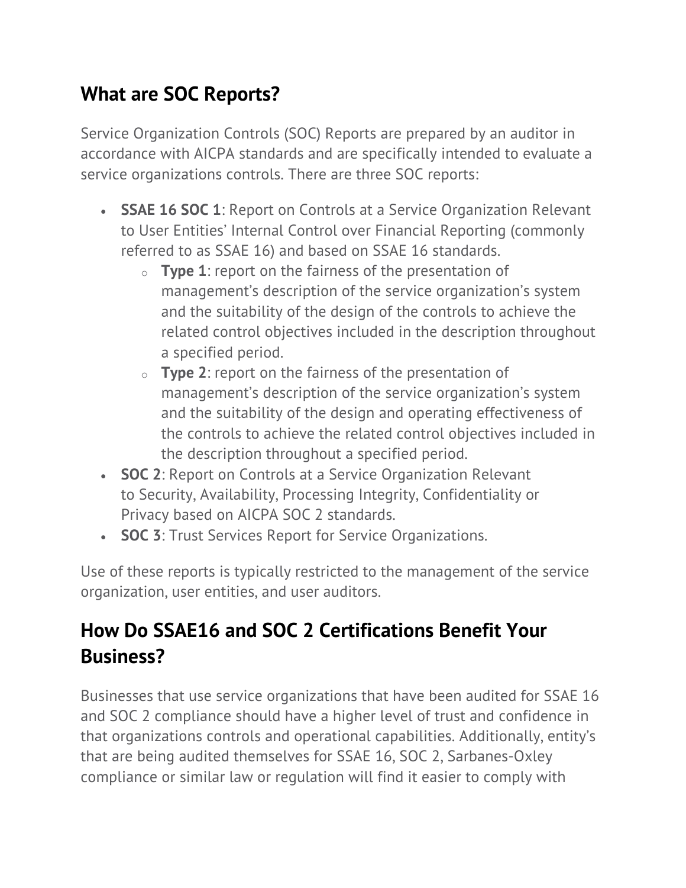## What are SOC Reports?

Service Organization Controls (SOC) Reports are prepared by an auditor in accordance with AICPA standards and are specifically intended to evaluate a service organizations controls. There are three SOC reports:

- **SSAE 16 SOC 1**: Report on Controls at a Service Organization Relevant to User Entities' Internal Control over Financial Reporting (commonly referred to as SSAE 16) and based on SSAE 16 standards.
  - **Type 1**: report on the fairness of the presentation of management's description of the service organization's system and the suitability of the design of the controls to achieve the related control objectives included in the description throughout a specified period.
  - **Type 2**: report on the fairness of the presentation of management's description of the service organization's system and the suitability of the design and operating effectiveness of the controls to achieve the related control objectives included in the description throughout a specified period.
- **SOC 2**: Report on Controls at a Service Organization Relevant to Security, Availability, Processing Integrity, Confidentiality or Privacy based on AICPA SOC 2 standards.
- **SOC 3**: Trust Services Report for Service Organizations.

Use of these reports is typically restricted to the management of the service organization, user entities, and user auditors.

## How Do SSAE16 and SOC 2 Certifications Benefit Your Business?

Businesses that use service organizations that have been audited for SSAE 16 and SOC 2 compliance should have a higher level of trust and confidence in that organizations controls and operational capabilities. Additionally, entity's that are being audited themselves for SSAE 16, SOC 2, Sarbanes-Oxley compliance or similar law or regulation will find it easier to comply with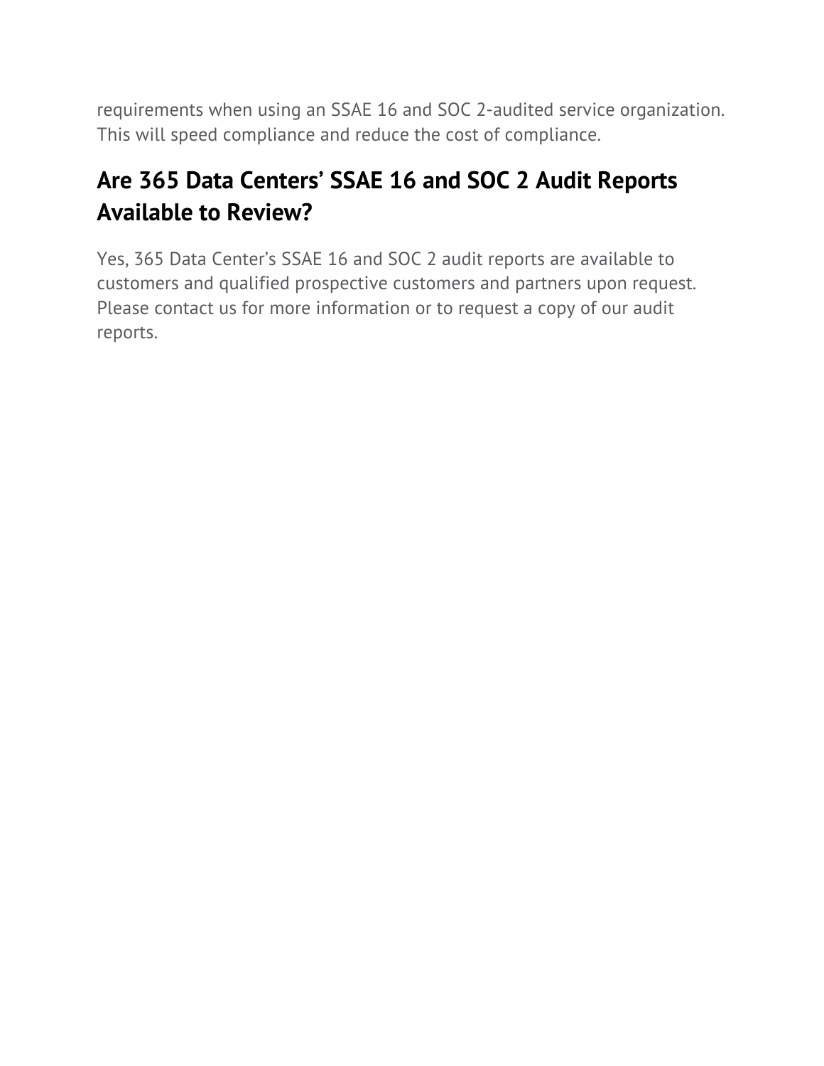requirements when using an SSAE 16 and SOC 2-audited service organization. This will speed compliance and reduce the cost of compliance.

## Are 365 Data Centers' SSAE 16 and SOC 2 Audit Reports Available to Review?

Yes, 365 Data Center's SSAE 16 and SOC 2 audit reports are available to customers and qualified prospective customers and partners upon request. Please contact us for more information or to request a copy of our audit reports.